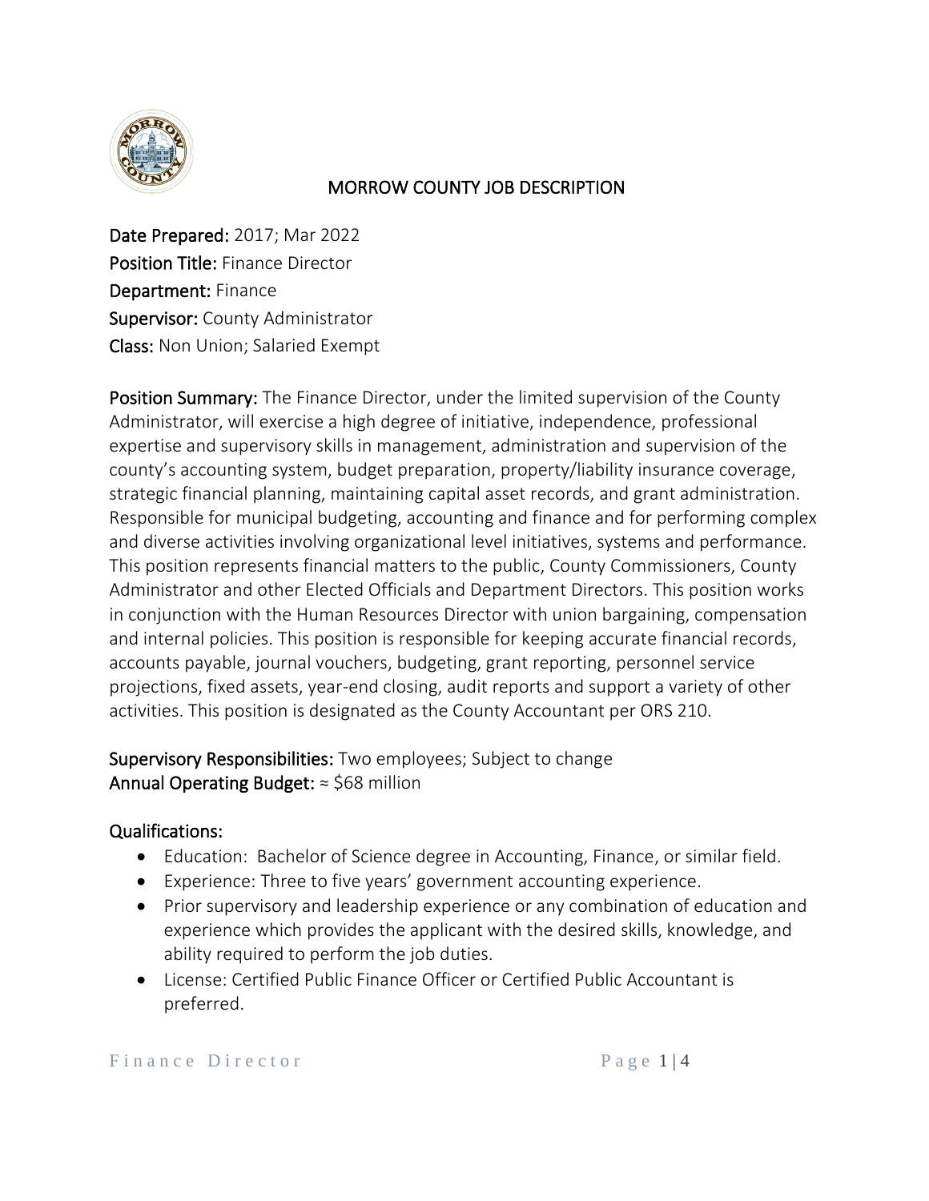# MORROW COUNTY JOB DESCRIPTION

**Date Prepared:** 2017; Mar 2022
**Position Title:** Finance Director
**Department:** Finance
**Supervisor:** County Administrator
**Class:** Non Union; Salaried Exempt

**Position Summary:** The Finance Director, under the limited supervision of the County Administrator, will exercise a high degree of initiative, independence, professional expertise and supervisory skills in management, administration and supervision of the county's accounting system, budget preparation, property/liability insurance coverage, strategic financial planning, maintaining capital asset records, and grant administration. Responsible for municipal budgeting, accounting and finance and for performing complex and diverse activities involving organizational level initiatives, systems and performance. This position represents financial matters to the public, County Commissioners, County Administrator and other Elected Officials and Department Directors. This position works in conjunction with the Human Resources Director with union bargaining, compensation and internal policies. This position is responsible for keeping accurate financial records, accounts payable, journal vouchers, budgeting, grant reporting, personnel service projections, fixed assets, year-end closing, audit reports and support a variety of other activities. This position is designated as the County Accountant per ORS 210.

**Supervisory Responsibilities:** Two employees; Subject to change
**Annual Operating Budget:** ≈ $68 million

**Qualifications:**

- Education: Bachelor of Science degree in Accounting, Finance, or similar field.
- Experience: Three to five years' government accounting experience.
- Prior supervisory and leadership experience or any combination of education and experience which provides the applicant with the desired skills, knowledge, and ability required to perform the job duties.
- License: Certified Public Finance Officer or Certified Public Accountant is preferred.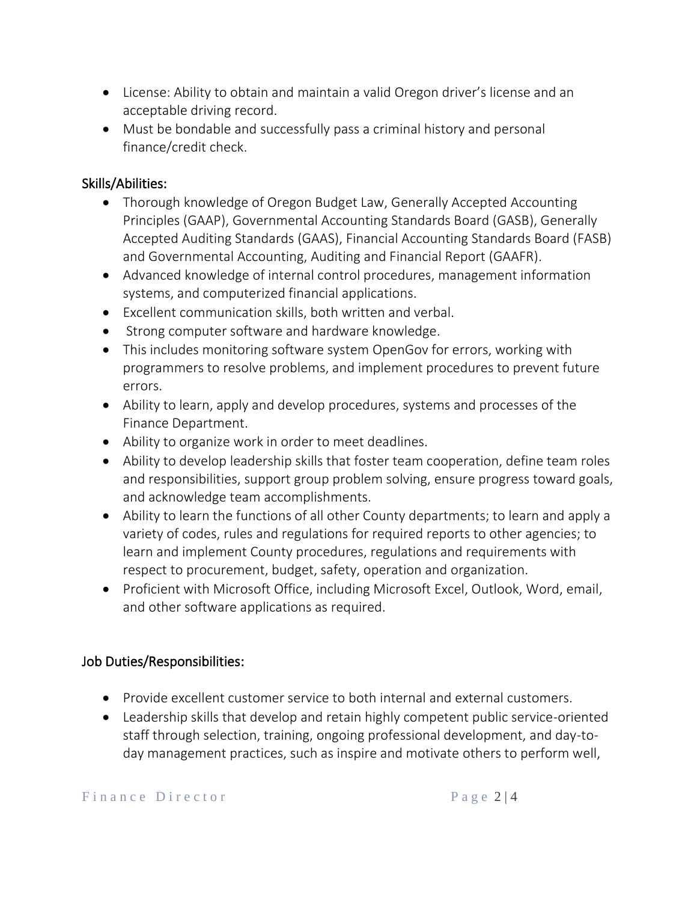- License: Ability to obtain and maintain a valid Oregon driver's license and an acceptable driving record.
- Must be bondable and successfully pass a criminal history and personal finance/credit check.

## Skills/Abilities:

- Thorough knowledge of Oregon Budget Law, Generally Accepted Accounting Principles (GAAP), Governmental Accounting Standards Board (GASB), Generally Accepted Auditing Standards (GAAS), Financial Accounting Standards Board (FASB) and Governmental Accounting, Auditing and Financial Report (GAAFR).
- Advanced knowledge of internal control procedures, management information systems, and computerized financial applications.
- Excellent communication skills, both written and verbal.
- Strong computer software and hardware knowledge.
- This includes monitoring software system OpenGov for errors, working with programmers to resolve problems, and implement procedures to prevent future errors.
- Ability to learn, apply and develop procedures, systems and processes of the Finance Department.
- Ability to organize work in order to meet deadlines.
- Ability to develop leadership skills that foster team cooperation, define team roles and responsibilities, support group problem solving, ensure progress toward goals, and acknowledge team accomplishments.
- Ability to learn the functions of all other County departments; to learn and apply a variety of codes, rules and regulations for required reports to other agencies; to learn and implement County procedures, regulations and requirements with respect to procurement, budget, safety, operation and organization.
- Proficient with Microsoft Office, including Microsoft Excel, Outlook, Word, email, and other software applications as required.

## Job Duties/Responsibilities:

- Provide excellent customer service to both internal and external customers.
- Leadership skills that develop and retain highly competent public service-oriented staff through selection, training, ongoing professional development, and day-to-day management practices, such as inspire and motivate others to perform well,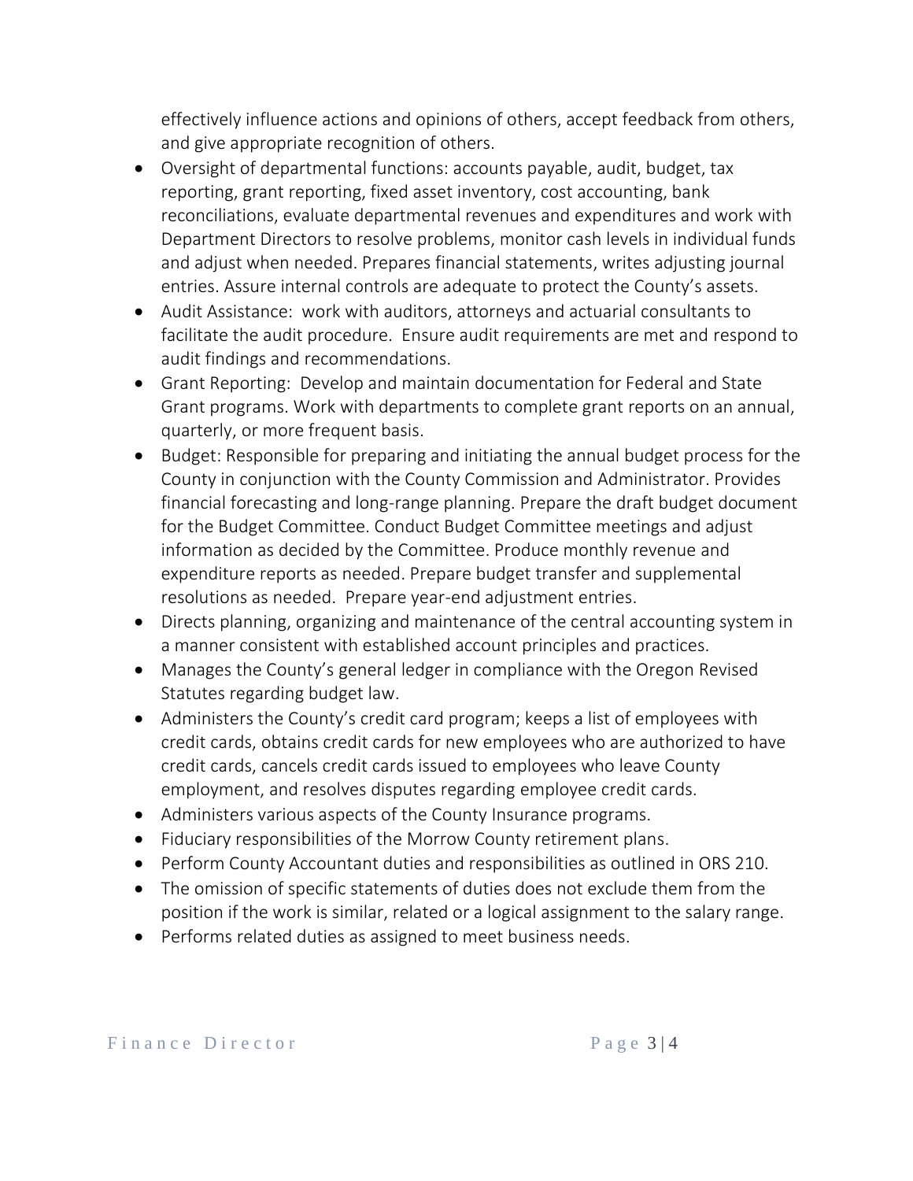effectively influence actions and opinions of others, accept feedback from others, and give appropriate recognition of others.

- Oversight of departmental functions: accounts payable, audit, budget, tax reporting, grant reporting, fixed asset inventory, cost accounting, bank reconciliations, evaluate departmental revenues and expenditures and work with Department Directors to resolve problems, monitor cash levels in individual funds and adjust when needed. Prepares financial statements, writes adjusting journal entries. Assure internal controls are adequate to protect the County's assets.
- Audit Assistance: work with auditors, attorneys and actuarial consultants to facilitate the audit procedure. Ensure audit requirements are met and respond to audit findings and recommendations.
- Grant Reporting: Develop and maintain documentation for Federal and State Grant programs. Work with departments to complete grant reports on an annual, quarterly, or more frequent basis.
- Budget: Responsible for preparing and initiating the annual budget process for the County in conjunction with the County Commission and Administrator. Provides financial forecasting and long-range planning. Prepare the draft budget document for the Budget Committee. Conduct Budget Committee meetings and adjust information as decided by the Committee. Produce monthly revenue and expenditure reports as needed. Prepare budget transfer and supplemental resolutions as needed. Prepare year-end adjustment entries.
- Directs planning, organizing and maintenance of the central accounting system in a manner consistent with established account principles and practices.
- Manages the County's general ledger in compliance with the Oregon Revised Statutes regarding budget law.
- Administers the County's credit card program; keeps a list of employees with credit cards, obtains credit cards for new employees who are authorized to have credit cards, cancels credit cards issued to employees who leave County employment, and resolves disputes regarding employee credit cards.
- Administers various aspects of the County Insurance programs.
- Fiduciary responsibilities of the Morrow County retirement plans.
- Perform County Accountant duties and responsibilities as outlined in ORS 210.
- The omission of specific statements of duties does not exclude them from the position if the work is similar, related or a logical assignment to the salary range.
- Performs related duties as assigned to meet business needs.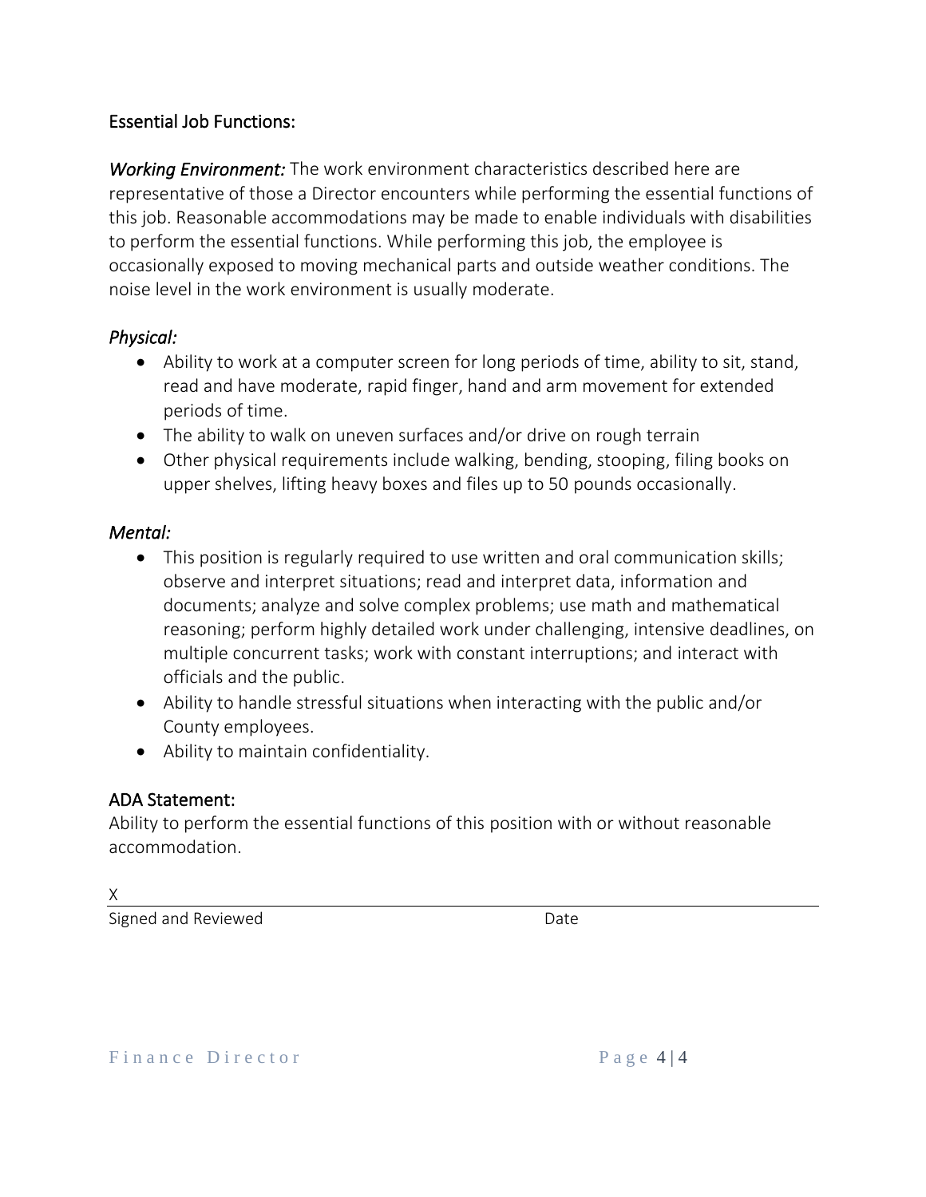## Essential Job Functions:

***Working Environment:*** The work environment characteristics described here are representative of those a Director encounters while performing the essential functions of this job. Reasonable accommodations may be made to enable individuals with disabilities to perform the essential functions. While performing this job, the employee is occasionally exposed to moving mechanical parts and outside weather conditions. The noise level in the work environment is usually moderate.

### *Physical:*

- Ability to work at a computer screen for long periods of time, ability to sit, stand, read and have moderate, rapid finger, hand and arm movement for extended periods of time.
- The ability to walk on uneven surfaces and/or drive on rough terrain
- Other physical requirements include walking, bending, stooping, filing books on upper shelves, lifting heavy boxes and files up to 50 pounds occasionally.

### *Mental:*

- This position is regularly required to use written and oral communication skills; observe and interpret situations; read and interpret data, information and documents; analyze and solve complex problems; use math and mathematical reasoning; perform highly detailed work under challenging, intensive deadlines, on multiple concurrent tasks; work with constant interruptions; and interact with officials and the public.
- Ability to handle stressful situations when interacting with the public and/or County employees.
- Ability to maintain confidentiality.

## ADA Statement:

Ability to perform the essential functions of this position with or without reasonable accommodation.

X

Signed and Reviewed                                        Date